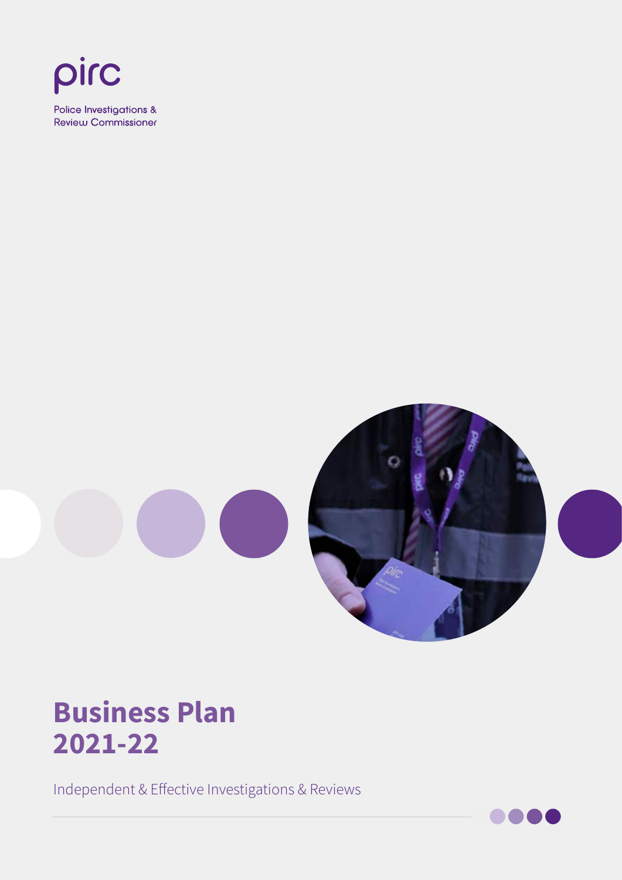pirc

Police Investigations & Review Commissioner

# Business Plan 2021-22

Independent & Effective Investigations & Reviews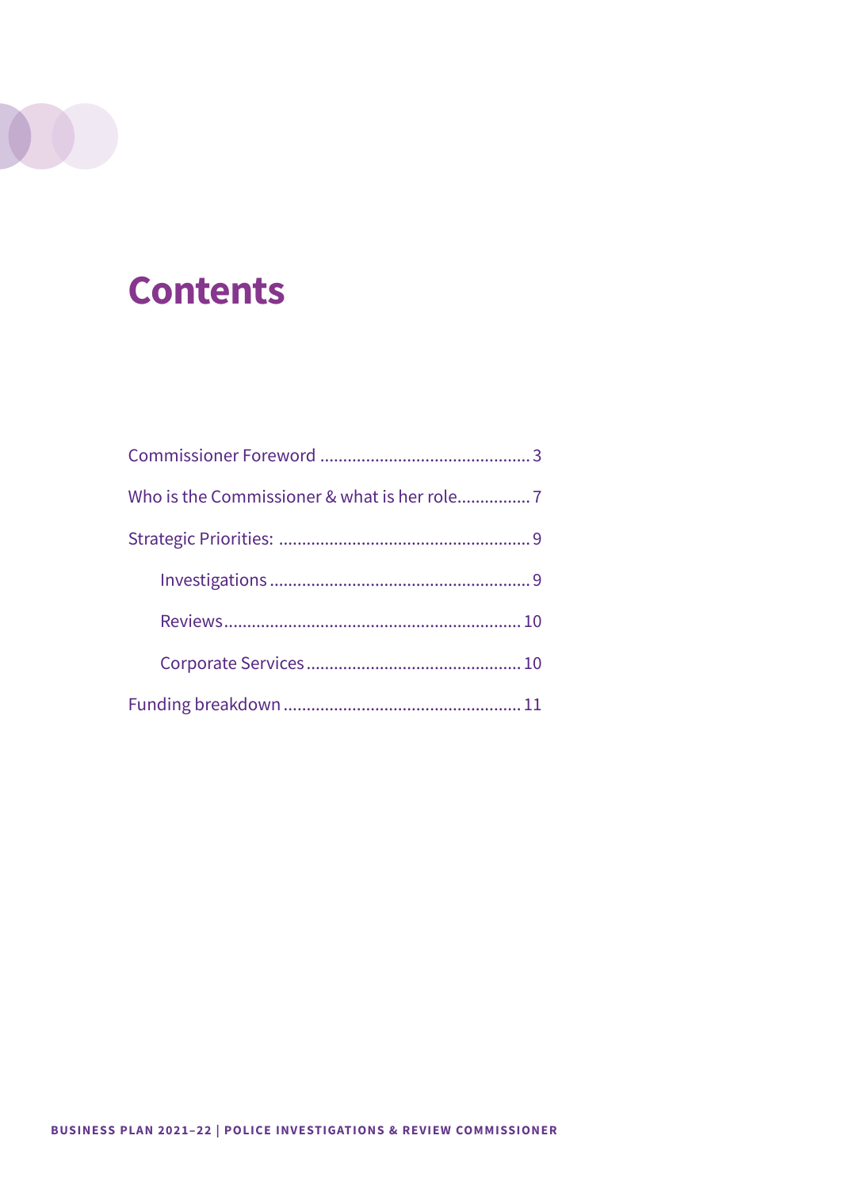# Contents

- Commissioner Foreword .......... 3
- Who is the Commissioner & what is her role .......... 7
- Strategic Priorities: .......... 9
  - Investigations .......... 9
  - Reviews .......... 10
  - Corporate Services .......... 10
- Funding breakdown .......... 11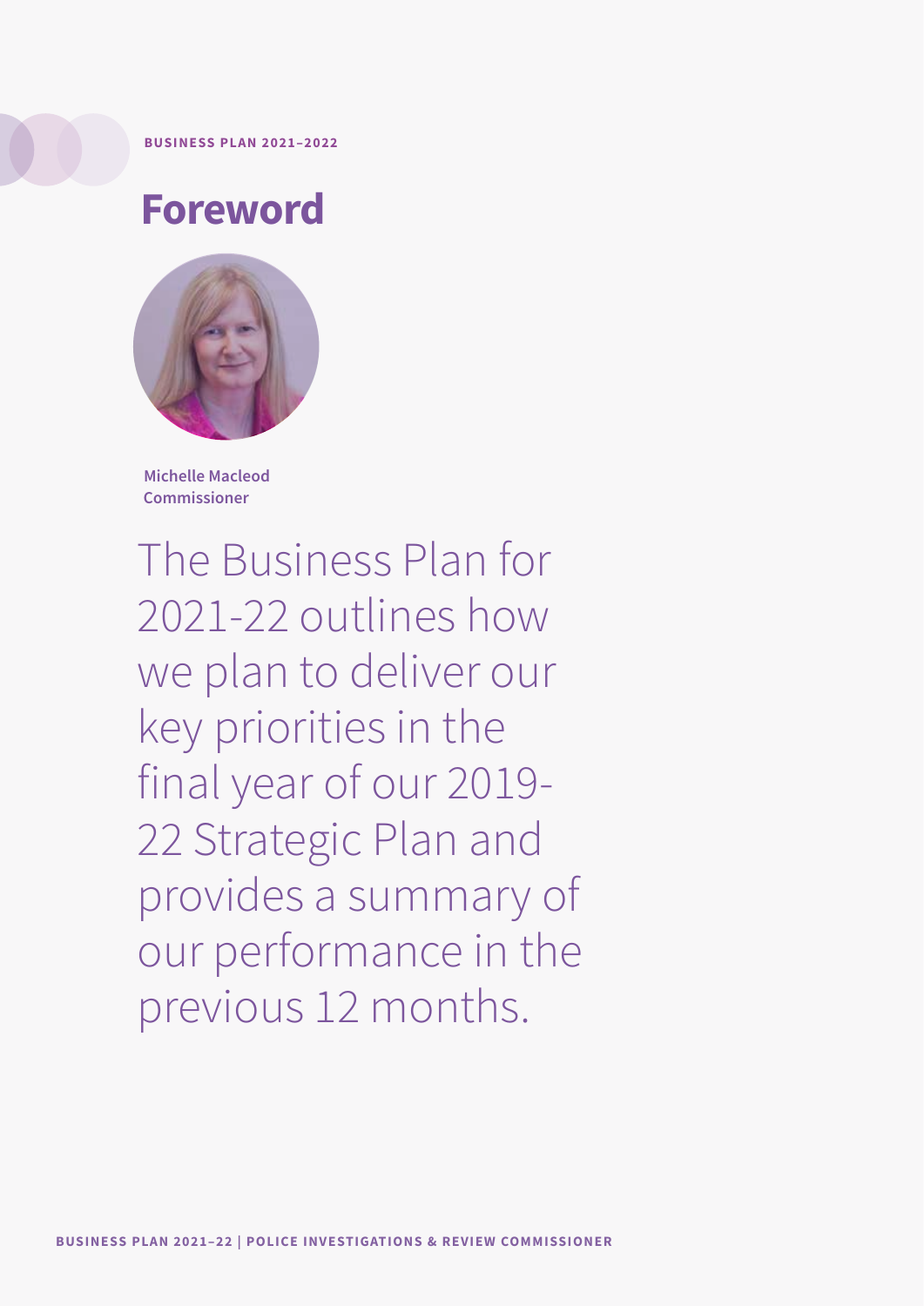# Foreword

**Michelle Macleod**
**Commissioner**

The Business Plan for 2021-22 outlines how we plan to deliver our key priorities in the final year of our 2019-22 Strategic Plan and provides a summary of our performance in the previous 12 months.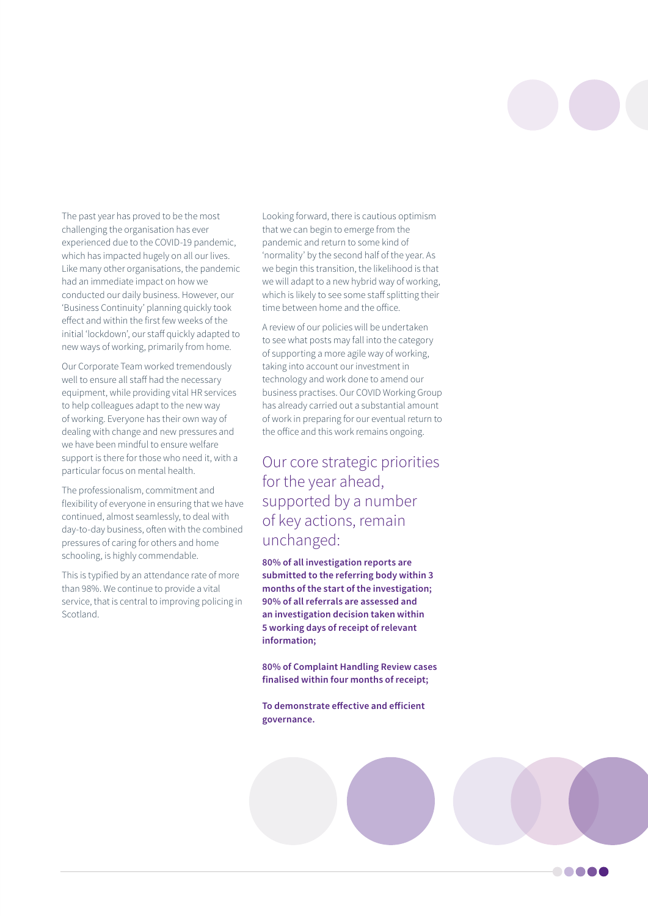The past year has proved to be the most challenging the organisation has ever experienced due to the COVID-19 pandemic, which has impacted hugely on all our lives. Like many other organisations, the pandemic had an immediate impact on how we conducted our daily business. However, our 'Business Continuity' planning quickly took effect and within the first few weeks of the initial 'lockdown', our staff quickly adapted to new ways of working, primarily from home.

Our Corporate Team worked tremendously well to ensure all staff had the necessary equipment, while providing vital HR services to help colleagues adapt to the new way of working. Everyone has their own way of dealing with change and new pressures and we have been mindful to ensure welfare support is there for those who need it, with a particular focus on mental health.

The professionalism, commitment and flexibility of everyone in ensuring that we have continued, almost seamlessly, to deal with day-to-day business, often with the combined pressures of caring for others and home schooling, is highly commendable.

This is typified by an attendance rate of more than 98%. We continue to provide a vital service, that is central to improving policing in Scotland.

Looking forward, there is cautious optimism that we can begin to emerge from the pandemic and return to some kind of 'normality' by the second half of the year. As we begin this transition, the likelihood is that we will adapt to a new hybrid way of working, which is likely to see some staff splitting their time between home and the office.

A review of our policies will be undertaken to see what posts may fall into the category of supporting a more agile way of working, taking into account our investment in technology and work done to amend our business practises. Our COVID Working Group has already carried out a substantial amount of work in preparing for our eventual return to the office and this work remains ongoing.

## Our core strategic priorities for the year ahead, supported by a number of key actions, remain unchanged:

**80% of all investigation reports are submitted to the referring body within 3 months of the start of the investigation; 90% of all referrals are assessed and an investigation decision taken within 5 working days of receipt of relevant information;**

**80% of Complaint Handling Review cases finalised within four months of receipt;**

**To demonstrate effective and efficient governance.**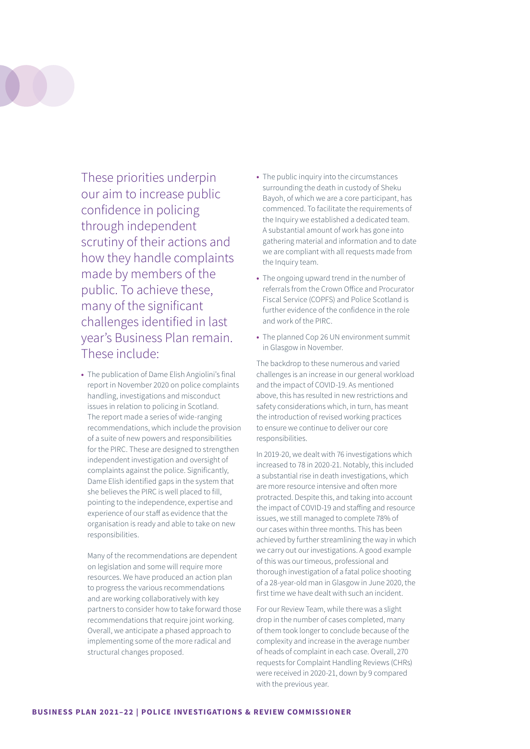These priorities underpin our aim to increase public confidence in policing through independent scrutiny of their actions and how they handle complaints made by members of the public. To achieve these, many of the significant challenges identified in last year's Business Plan remain. These include:

- The publication of Dame Elish Angiolini's final report in November 2020 on police complaints handling, investigations and misconduct issues in relation to policing in Scotland. The report made a series of wide-ranging recommendations, which include the provision of a suite of new powers and responsibilities for the PIRC. These are designed to strengthen independent investigation and oversight of complaints against the police. Significantly, Dame Elish identified gaps in the system that she believes the PIRC is well placed to fill, pointing to the independence, expertise and experience of our staff as evidence that the organisation is ready and able to take on new responsibilities.

  Many of the recommendations are dependent on legislation and some will require more resources. We have produced an action plan to progress the various recommendations and are working collaboratively with key partners to consider how to take forward those recommendations that require joint working. Overall, we anticipate a phased approach to implementing some of the more radical and structural changes proposed.

- The public inquiry into the circumstances surrounding the death in custody of Sheku Bayoh, of which we are a core participant, has commenced. To facilitate the requirements of the Inquiry we established a dedicated team. A substantial amount of work has gone into gathering material and information and to date we are compliant with all requests made from the Inquiry team.
- The ongoing upward trend in the number of referrals from the Crown Office and Procurator Fiscal Service (COPFS) and Police Scotland is further evidence of the confidence in the role and work of the PIRC.
- The planned Cop 26 UN environment summit in Glasgow in November.

The backdrop to these numerous and varied challenges is an increase in our general workload and the impact of COVID-19. As mentioned above, this has resulted in new restrictions and safety considerations which, in turn, has meant the introduction of revised working practices to ensure we continue to deliver our core responsibilities.

In 2019-20, we dealt with 76 investigations which increased to 78 in 2020-21. Notably, this included a substantial rise in death investigations, which are more resource intensive and often more protracted. Despite this, and taking into account the impact of COVID-19 and staffing and resource issues, we still managed to complete 78% of our cases within three months. This has been achieved by further streamlining the way in which we carry out our investigations. A good example of this was our timeous, professional and thorough investigation of a fatal police shooting of a 28-year-old man in Glasgow in June 2020, the first time we have dealt with such an incident.

For our Review Team, while there was a slight drop in the number of cases completed, many of them took longer to conclude because of the complexity and increase in the average number of heads of complaint in each case. Overall, 270 requests for Complaint Handling Reviews (CHRs) were received in 2020-21, down by 9 compared with the previous year.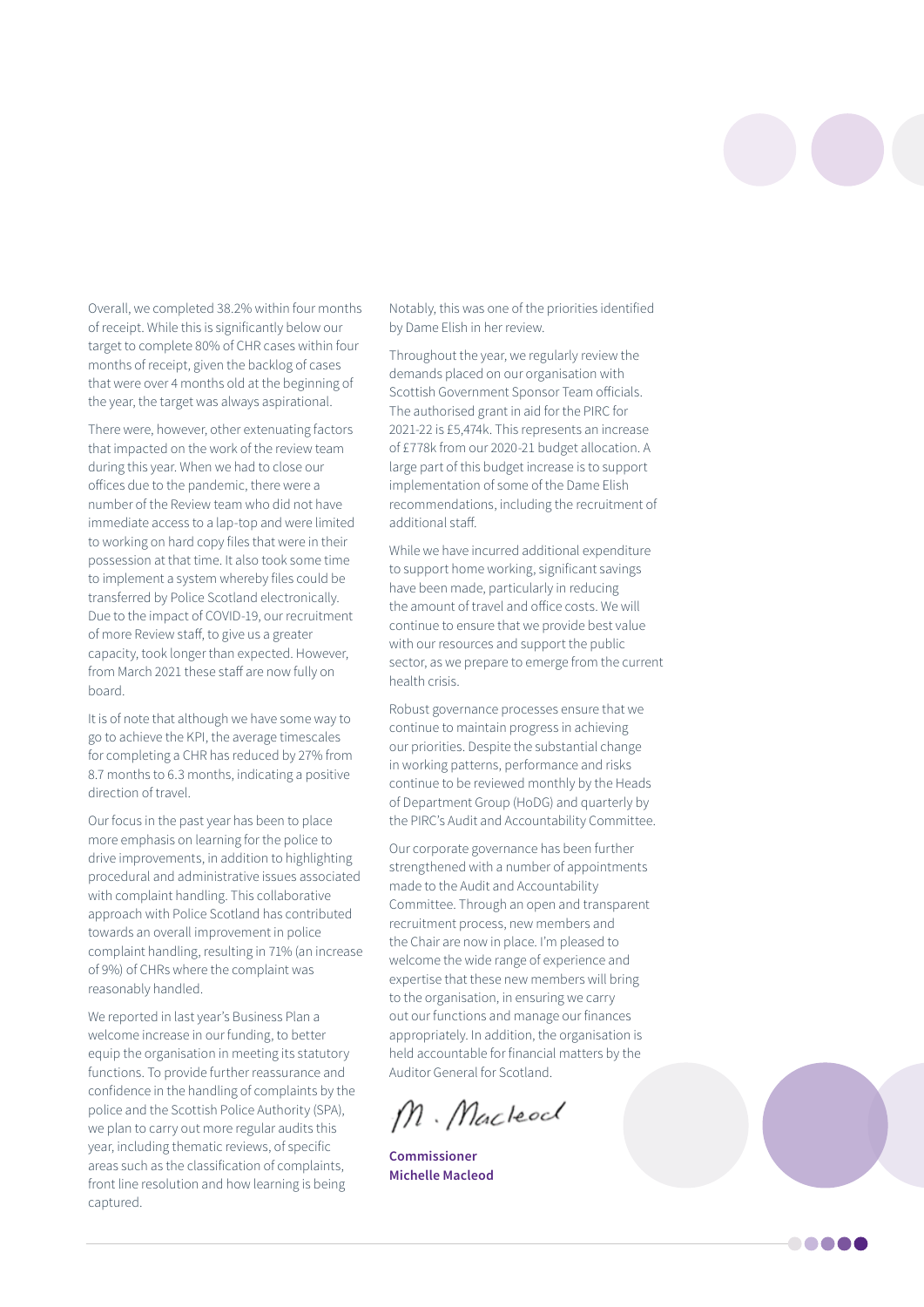Overall, we completed 38.2% within four months of receipt. While this is significantly below our target to complete 80% of CHR cases within four months of receipt, given the backlog of cases that were over 4 months old at the beginning of the year, the target was always aspirational.

There were, however, other extenuating factors that impacted on the work of the review team during this year. When we had to close our offices due to the pandemic, there were a number of the Review team who did not have immediate access to a lap-top and were limited to working on hard copy files that were in their possession at that time. It also took some time to implement a system whereby files could be transferred by Police Scotland electronically. Due to the impact of COVID-19, our recruitment of more Review staff, to give us a greater capacity, took longer than expected. However, from March 2021 these staff are now fully on board.

It is of note that although we have some way to go to achieve the KPI, the average timescales for completing a CHR has reduced by 27% from 8.7 months to 6.3 months, indicating a positive direction of travel.

Our focus in the past year has been to place more emphasis on learning for the police to drive improvements, in addition to highlighting procedural and administrative issues associated with complaint handling. This collaborative approach with Police Scotland has contributed towards an overall improvement in police complaint handling, resulting in 71% (an increase of 9%) of CHRs where the complaint was reasonably handled.

We reported in last year's Business Plan a welcome increase in our funding, to better equip the organisation in meeting its statutory functions. To provide further reassurance and confidence in the handling of complaints by the police and the Scottish Police Authority (SPA), we plan to carry out more regular audits this year, including thematic reviews, of specific areas such as the classification of complaints, front line resolution and how learning is being captured.

Notably, this was one of the priorities identified by Dame Elish in her review.

Throughout the year, we regularly review the demands placed on our organisation with Scottish Government Sponsor Team officials. The authorised grant in aid for the PIRC for 2021-22 is £5,474k. This represents an increase of £778k from our 2020-21 budget allocation. A large part of this budget increase is to support implementation of some of the Dame Elish recommendations, including the recruitment of additional staff.

While we have incurred additional expenditure to support home working, significant savings have been made, particularly in reducing the amount of travel and office costs. We will continue to ensure that we provide best value with our resources and support the public sector, as we prepare to emerge from the current health crisis.

Robust governance processes ensure that we continue to maintain progress in achieving our priorities. Despite the substantial change in working patterns, performance and risks continue to be reviewed monthly by the Heads of Department Group (HoDG) and quarterly by the PIRC's Audit and Accountability Committee.

Our corporate governance has been further strengthened with a number of appointments made to the Audit and Accountability Committee. Through an open and transparent recruitment process, new members and the Chair are now in place. I'm pleased to welcome the wide range of experience and expertise that these new members will bring to the organisation, in ensuring we carry out our functions and manage our finances appropriately. In addition, the organisation is held accountable for financial matters by the Auditor General for Scotland.

M. Macleod

**Commissioner**
**Michelle Macleod**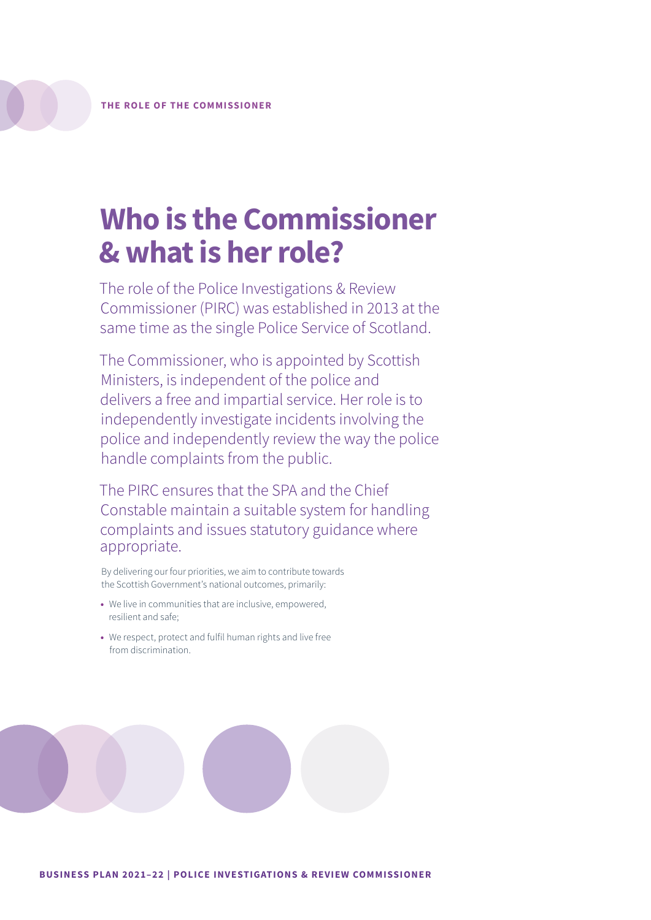THE ROLE OF THE COMMISSIONER

# Who is the Commissioner & what is her role?

The role of the Police Investigations & Review Commissioner (PIRC) was established in 2013 at the same time as the single Police Service of Scotland.

The Commissioner, who is appointed by Scottish Ministers, is independent of the police and delivers a free and impartial service. Her role is to independently investigate incidents involving the police and independently review the way the police handle complaints from the public.

The PIRC ensures that the SPA and the Chief Constable maintain a suitable system for handling complaints and issues statutory guidance where appropriate.

By delivering our four priorities, we aim to contribute towards the Scottish Government's national outcomes, primarily:

- We live in communities that are inclusive, empowered, resilient and safe;
- We respect, protect and fulfil human rights and live free from discrimination.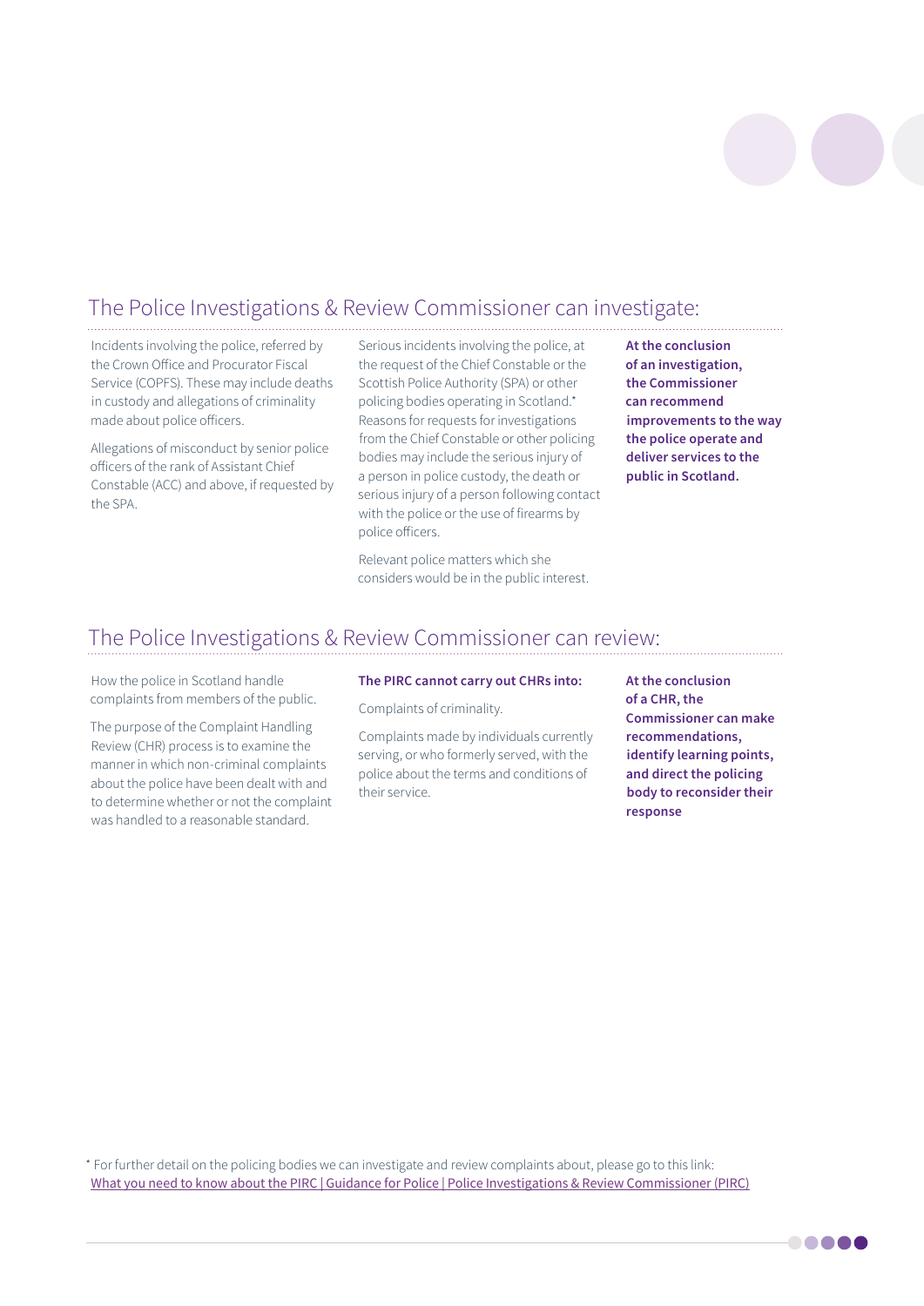## The Police Investigations & Review Commissioner can investigate:

Incidents involving the police, referred by the Crown Office and Procurator Fiscal Service (COPFS). These may include deaths in custody and allegations of criminality made about police officers.

Allegations of misconduct by senior police officers of the rank of Assistant Chief Constable (ACC) and above, if requested by the SPA.

Serious incidents involving the police, at the request of the Chief Constable or the Scottish Police Authority (SPA) or other policing bodies operating in Scotland.* Reasons for requests for investigations from the Chief Constable or other policing bodies may include the serious injury of a person in police custody, the death or serious injury of a person following contact with the police or the use of firearms by police officers.

Relevant police matters which she considers would be in the public interest.

**At the conclusion of an investigation, the Commissioner can recommend improvements to the way the police operate and deliver services to the public in Scotland.**

## The Police Investigations & Review Commissioner can review:

How the police in Scotland handle complaints from members of the public.

The purpose of the Complaint Handling Review (CHR) process is to examine the manner in which non-criminal complaints about the police have been dealt with and to determine whether or not the complaint was handled to a reasonable standard.

**The PIRC cannot carry out CHRs into:**

Complaints of criminality.

Complaints made by individuals currently serving, or who formerly served, with the police about the terms and conditions of their service.

**At the conclusion of a CHR, the Commissioner can make recommendations, identify learning points, and direct the policing body to reconsider their response**

* For further detail on the policing bodies we can investigate and review complaints about, please go to this link: What you need to know about the PIRC | Guidance for Police | Police Investigations & Review Commissioner (PIRC)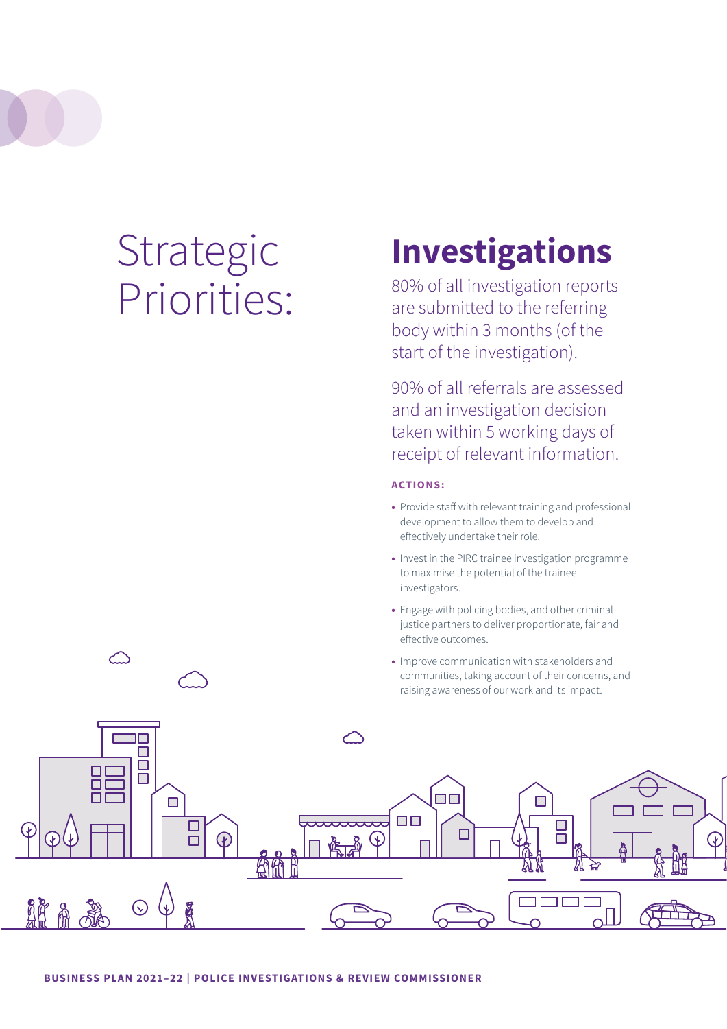# Strategic Priorities:

## Investigations

80% of all investigation reports are submitted to the referring body within 3 months (of the start of the investigation).

90% of all referrals are assessed and an investigation decision taken within 5 working days of receipt of relevant information.

**ACTIONS:**

- Provide staff with relevant training and professional development to allow them to develop and effectively undertake their role.
- Invest in the PIRC trainee investigation programme to maximise the potential of the trainee investigators.
- Engage with policing bodies, and other criminal justice partners to deliver proportionate, fair and effective outcomes.
- Improve communication with stakeholders and communities, taking account of their concerns, and raising awareness of our work and its impact.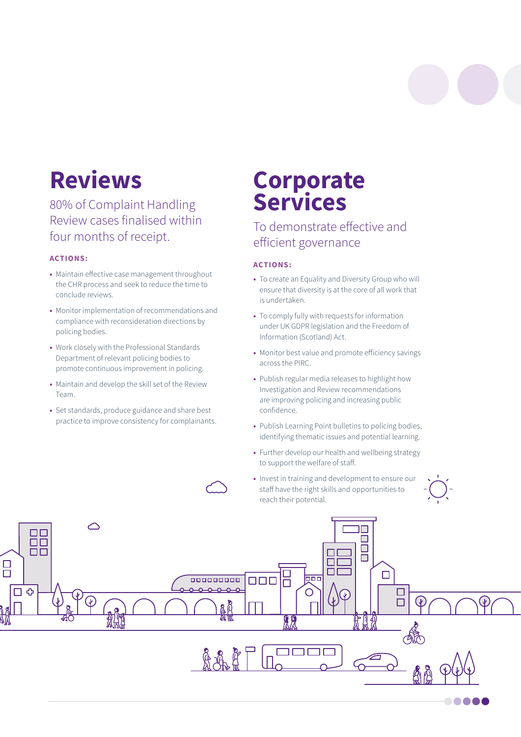# Reviews

80% of Complaint Handling Review cases finalised within four months of receipt.

**ACTIONS:**

- Maintain effective case management throughout the CHR process and seek to reduce the time to conclude reviews.
- Monitor implementation of recommendations and compliance with reconsideration directions by policing bodies.
- Work closely with the Professional Standards Department of relevant policing bodies to promote continuous improvement in policing.
- Maintain and develop the skill set of the Review Team.
- Set standards, produce guidance and share best practice to improve consistency for complainants.

# Corporate Services

To demonstrate effective and efficient governance

**ACTIONS:**

- To create an Equality and Diversity Group who will ensure that diversity is at the core of all work that is undertaken.
- To comply fully with requests for information under UK GDPR legislation and the Freedom of Information (Scotland) Act.
- Monitor best value and promote efficiency savings across the PIRC.
- Publish regular media releases to highlight how Investigation and Review recommendations are improving policing and increasing public confidence.
- Publish Learning Point bulletins to policing bodies, identifying thematic issues and potential learning.
- Further develop our health and wellbeing strategy to support the welfare of staff.
- Invest in training and development to ensure our staff have the right skills and opportunities to reach their potential.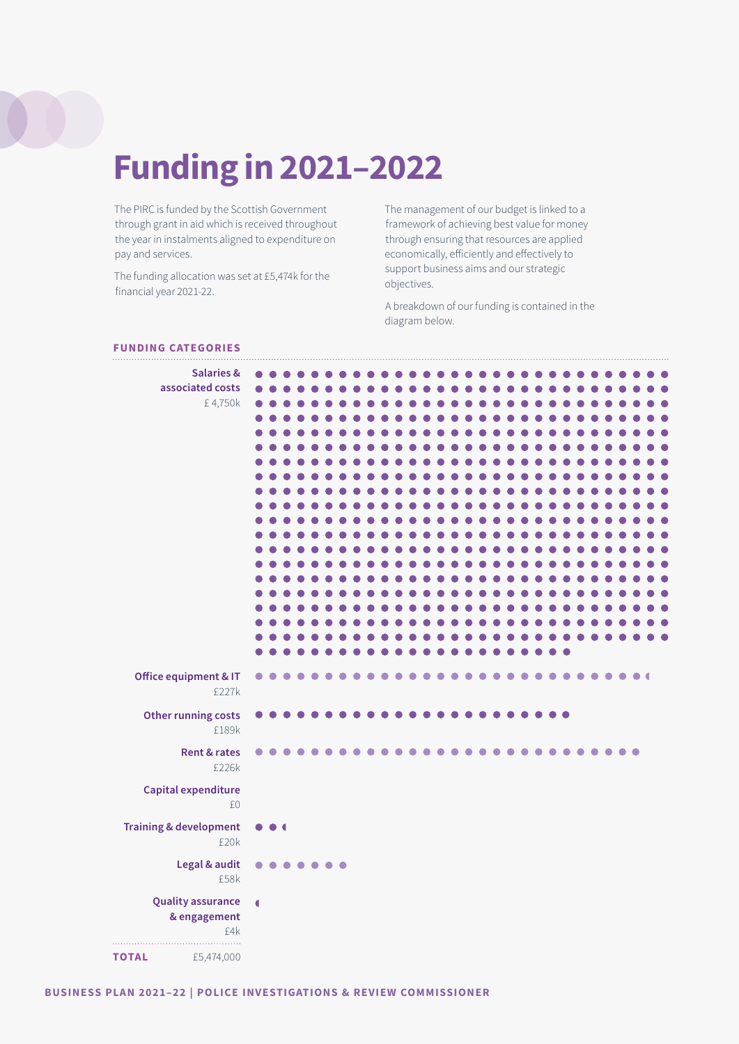# Funding in 2021–2022

The PIRC is funded by the Scottish Government through grant in aid which is received throughout the year in instalments aligned to expenditure on pay and services.

The funding allocation was set at £5,474k for the financial year 2021-22.

The management of our budget is linked to a framework of achieving best value for money through ensuring that resources are applied economically, efficiently and effectively to support business aims and our strategic objectives.

A breakdown of our funding is contained in the diagram below.

**FUNDING CATEGORIES**

| Category | Amount |
|---|---|
| Salaries & associated costs | £ 4,750k |
| Office equipment & IT | £227k |
| Other running costs | £189k |
| Rent & rates | £226k |
| Capital expenditure | £0 |
| Training & development | £20k |
| Legal & audit | £58k |
| Quality assurance & engagement | £4k |
| **TOTAL** | £5,474,000 |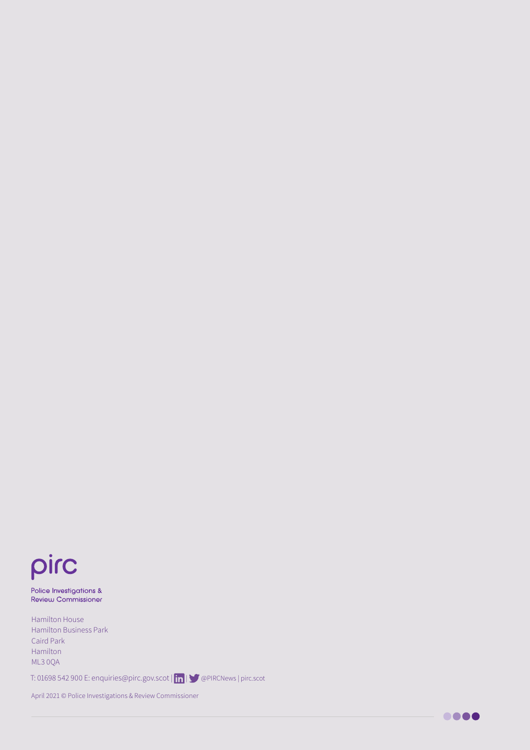pirc

Police Investigations &
Review Commissioner

Hamilton House
Hamilton Business Park
Caird Park
Hamilton
ML3 0QA

T: 01698 542 900 E: enquiries@pirc.gov.scot | | @PIRCNews | pirc.scot

April 2021 © Police Investigations & Review Commissioner